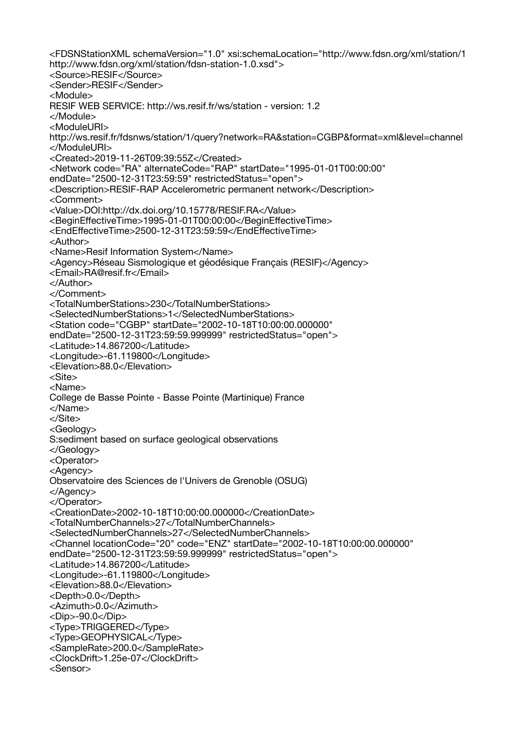```
<FDSNStationXML schemaVersion="1.0" xsi:schemaLocation="http://www.fdsn.org/xml/station/1
http://www.fdsn.org/xml/station/fdsn-station-1.0.xsd">
<Source>RESIF</Source>
<Sender>RESIF</Sender>
<Module>
RESIF WEB SERVICE: http://ws.resif.fr/ws/station - version: 1.2
</Module>
<ModuleURI>
http://ws.resif.fr/fdsnws/station/1/query?network=RA&station=CGBP&format=xml&level=channel
</ModuleURI>
<Created>2019-11-26T09:39:55Z</Created>
<Network code="RA" alternateCode="RAP" startDate="1995-01-01T00:00:00"
endDate="2500-12-31T23:59:59" restrictedStatus="open">
<Description>RESIF-RAP Accelerometric permanent network</Description>
<Comment>
<Value>DOI:http://dx.doi.org/10.15778/RESIF.RA</Value>
<BeginEffectiveTime>1995-01-01T00:00:00</BeginEffectiveTime>
<EndEffectiveTime>2500-12-31T23:59:59</EndEffectiveTime>
<Author>
<Name>Resif Information System</Name>
<Agency>Réseau Sismologique et géodésique Français (RESIF)</Agency>
<Email>RA@resif.fr</Email>
</Author>
</Comment>
<TotalNumberStations>230</TotalNumberStations>
<SelectedNumberStations>1</SelectedNumberStations>
<Station code="CGBP" startDate="2002-10-18T10:00:00.000000"
endDate="2500-12-31T23:59:59.999999" restrictedStatus="open">
<Latitude>14.867200</Latitude>
<Longitude>-61.119800</Longitude>
<Elevation>88.0</Elevation>
<Site>
<Name>
College de Basse Pointe - Basse Pointe (Martinique) France
</Name>
</Site>
<Geology>
S:sediment based on surface geological observations
</Geology>
<Operator>
<Agency>
Observatoire des Sciences de l'Univers de Grenoble (OSUG)
</Agency>
</Operator>
<CreationDate>2002-10-18T10:00:00.000000</CreationDate>
<TotalNumberChannels>27</TotalNumberChannels>
<SelectedNumberChannels>27</SelectedNumberChannels>
<Channel locationCode="20" code="ENZ" startDate="2002-10-18T10:00:00.000000"
endDate="2500-12-31T23:59:59.999999" restrictedStatus="open">
<Latitude>14.867200</Latitude>
<Longitude>-61.119800</Longitude>
<Elevation>88.0</Elevation>
<Depth>0.0</Depth>
<Azimuth>0.0</Azimuth>
<Dip>-90.0</Dip>
<Type>TRIGGERED</Type>
<Type>GEOPHYSICAL</Type>
<SampleRate>200.0</SampleRate>
<ClockDrift>1.25e-07</ClockDrift>
<Sensor>
```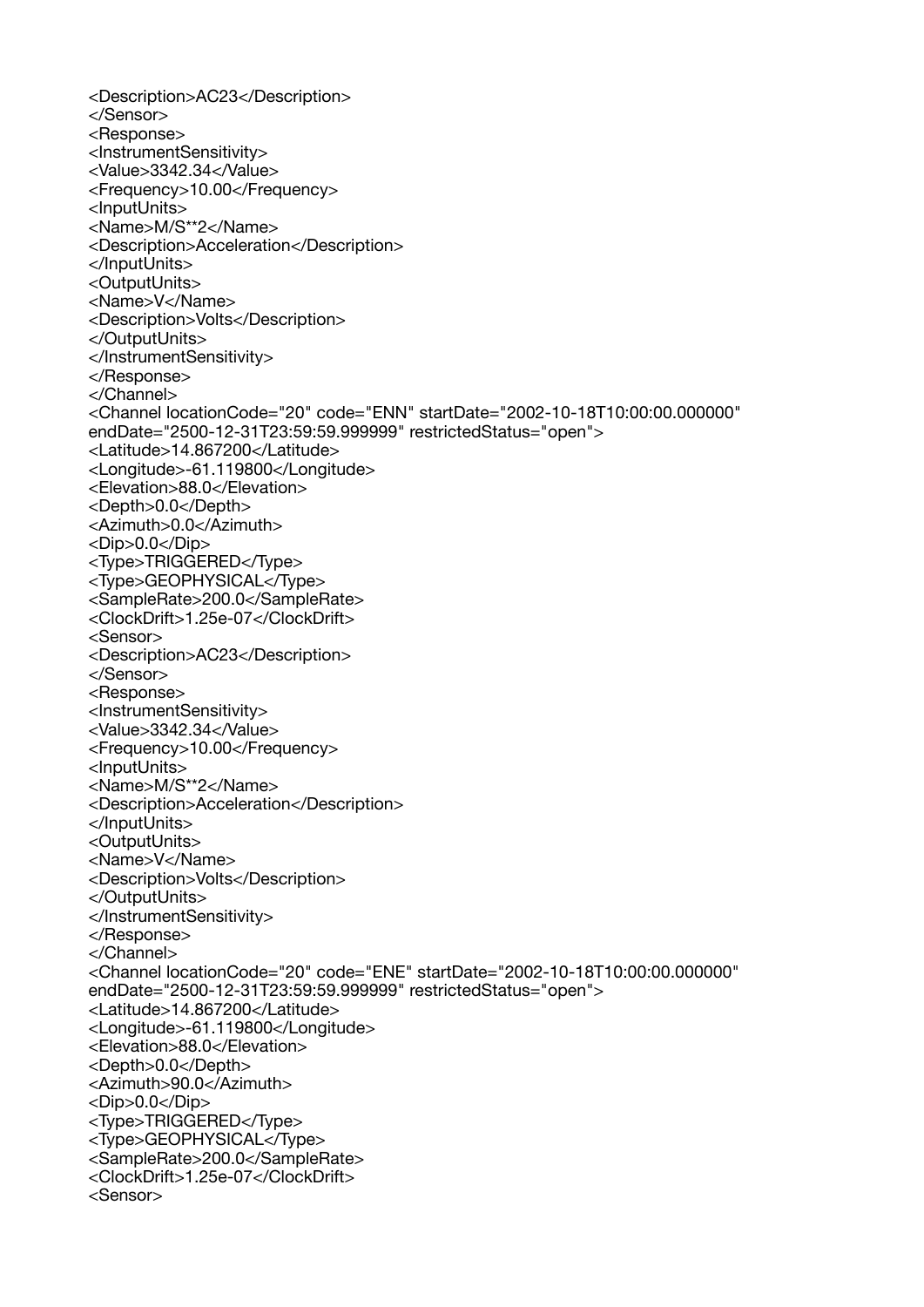```
<Description>AC23</Description>
</Sensor>
<Response>
<InstrumentSensitivity>
<Value>3342.34</Value>
<Frequency>10.00</Frequency>
<InputUnits>
<Name>M/S**2</Name>
<Description>Acceleration</Description>
</InputUnits>
<OutputUnits>
<Name>V</Name>
<Description>Volts</Description>
</OutputUnits>
</InstrumentSensitivity>
</Response>
</Channel>
<Channel locationCode="20" code="ENN" startDate="2002-10-18T10:00:00.000000"
endDate="2500-12-31T23:59:59.999999" restrictedStatus="open">
<Latitude>14.867200</Latitude>
<Longitude>-61.119800</Longitude>
<Elevation>88.0</Elevation>
<Depth>0.0</Depth>
<Azimuth>0.0</Azimuth>
<Dip>0.0</Dip>
<Type>TRIGGERED</Type>
<Type>GEOPHYSICAL</Type>
<SampleRate>200.0</SampleRate>
<ClockDrift>1.25e-07</ClockDrift>
<Sensor>
<Description>AC23</Description>
</Sensor>
<Response>
<InstrumentSensitivity>
<Value>3342.34</Value>
<Frequency>10.00</Frequency>
<InputUnits>
<Name>M/S**2</Name>
<Description>Acceleration</Description>
</InputUnits>
<OutputUnits>
<Name>V</Name>
<Description>Volts</Description>
</OutputUnits>
</InstrumentSensitivity>
</Response>
</Channel>
<Channel locationCode="20" code="ENE" startDate="2002-10-18T10:00:00.000000"
endDate="2500-12-31T23:59:59.999999" restrictedStatus="open">
<Latitude>14.867200</Latitude>
<Longitude>-61.119800</Longitude>
<Elevation>88.0</Elevation>
<Depth>0.0</Depth>
<Azimuth>90.0</Azimuth>
<Dip>0.0</Dip>
<Type>TRIGGERED</Type>
<Type>GEOPHYSICAL</Type>
<SampleRate>200.0</SampleRate>
<ClockDrift>1.25e-07</ClockDrift>
<Sensor>
```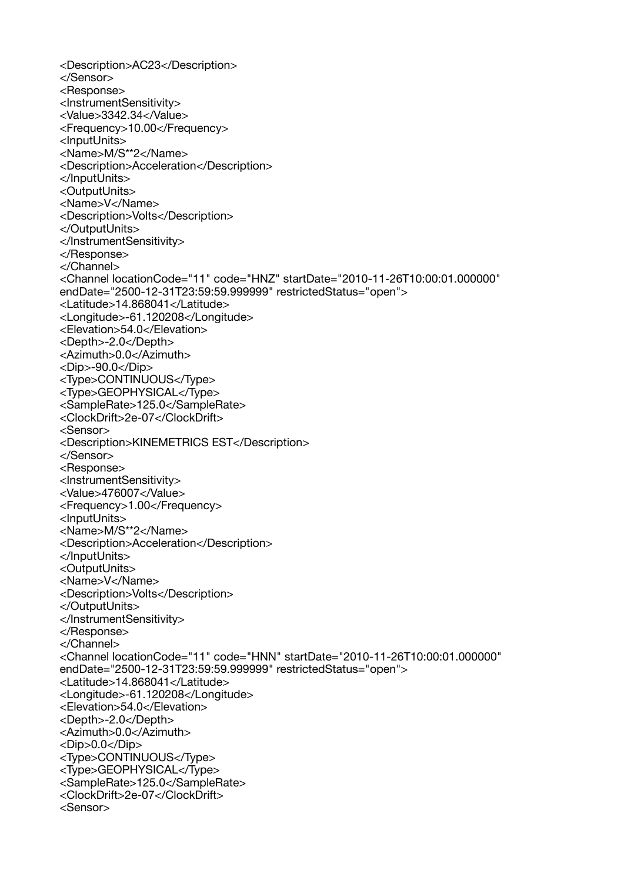```
<Description>AC23</Description>
</Sensor>
<Response>
<InstrumentSensitivity>
<Value>3342.34</Value>
<Frequency>10.00</Frequency>
<InputUnits>
<Name>M/S**2</Name>
<Description>Acceleration</Description>
</InputUnits>
<OutputUnits>
<Name>V</Name>
<Description>Volts</Description>
</OutputUnits>
</InstrumentSensitivity>
</Response>
</Channel>
<Channel locationCode="11" code="HNZ" startDate="2010-11-26T10:00:01.000000"
endDate="2500-12-31T23:59:59.999999" restrictedStatus="open">
<Latitude>14.868041</Latitude>
<Longitude>-61.120208</Longitude>
<Elevation>54.0</Elevation>
<Depth>-2.0</Depth>
<Azimuth>0.0</Azimuth>
<Dip>-90.0</Dip>
<Type>CONTINUOUS</Type>
<Type>GEOPHYSICAL</Type>
<SampleRate>125.0</SampleRate>
<ClockDrift>2e-07</ClockDrift>
<Sensor>
<Description>KINEMETRICS EST</Description>
</Sensor>
<Response>
<InstrumentSensitivity>
<Value>476007</Value>
<Frequency>1.00</Frequency>
<InputUnits>
<Name>M/S**2</Name>
<Description>Acceleration</Description>
</InputUnits>
<OutputUnits>
<Name>V</Name>
<Description>Volts</Description>
</OutputUnits>
</InstrumentSensitivity>
</Response>
</Channel>
<Channel locationCode="11" code="HNN" startDate="2010-11-26T10:00:01.000000"
endDate="2500-12-31T23:59:59.999999" restrictedStatus="open">
<Latitude>14.868041</Latitude>
<Longitude>-61.120208</Longitude>
<Elevation>54.0</Elevation>
<Depth>-2.0</Depth>
<Azimuth>0.0</Azimuth>
<Dip>0.0</Dip>
<Type>CONTINUOUS</Type>
<Type>GEOPHYSICAL</Type>
<SampleRate>125.0</SampleRate>
<ClockDrift>2e-07</ClockDrift>
<Sensor>
```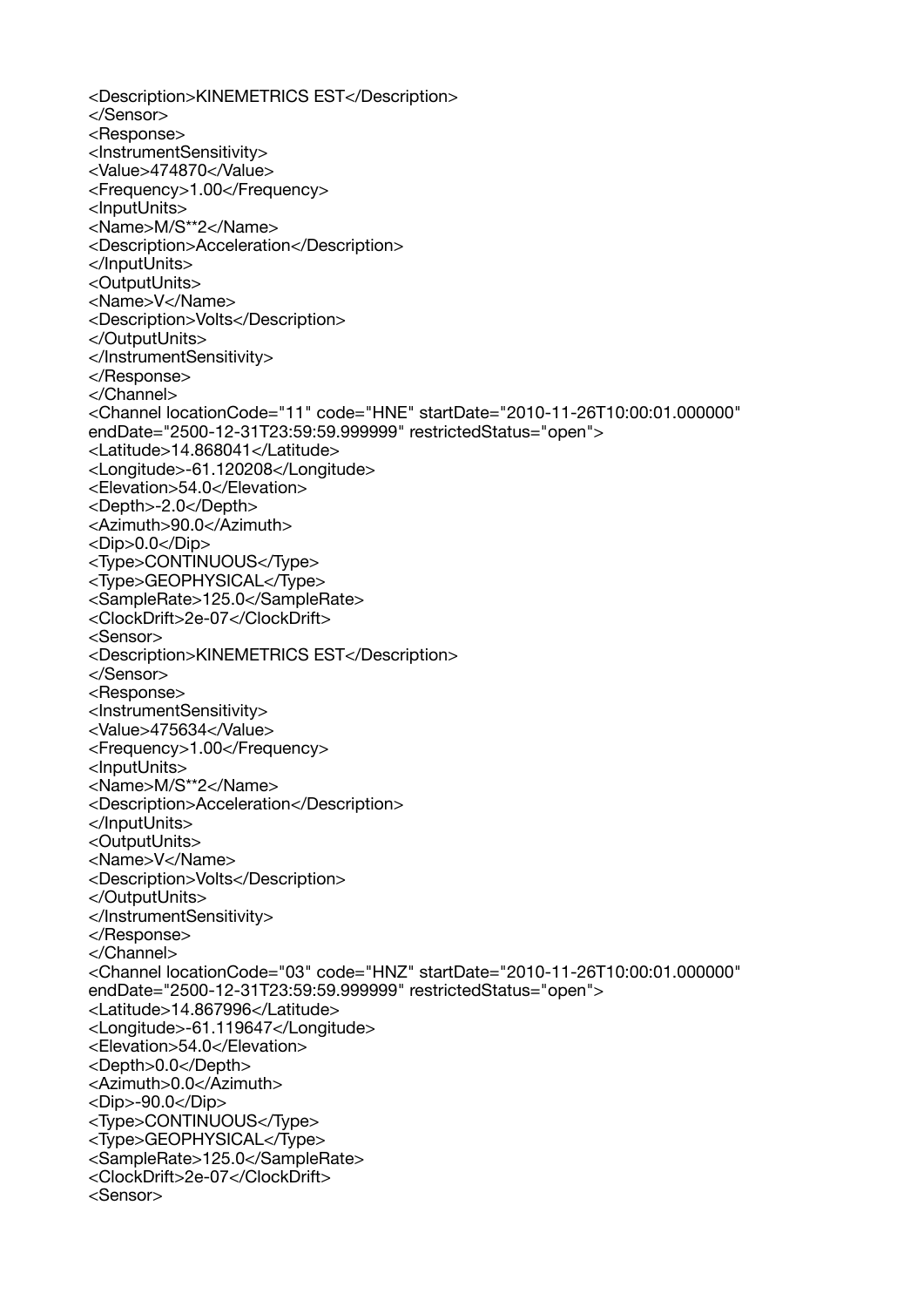```
<Description>KINEMETRICS EST</Description>
</Sensor>
<Response>
<InstrumentSensitivity>
<Value>474870</Value>
<Frequency>1.00</Frequency>
<InputUnits>
<Name>M/S**2</Name>
<Description>Acceleration</Description>
</InputUnits>
<OutputUnits>
<Name>V</Name>
<Description>Volts</Description>
</OutputUnits>
</InstrumentSensitivity>
</Response>
</Channel>
<Channel locationCode="11" code="HNE" startDate="2010-11-26T10:00:01.000000"
endDate="2500-12-31T23:59:59.999999" restrictedStatus="open">
<Latitude>14.868041</Latitude>
<Longitude>-61.120208</Longitude>
<Elevation>54.0</Elevation>
<Depth>-2.0</Depth>
<Azimuth>90.0</Azimuth>
<Dip>0.0</Dip>
<Type>CONTINUOUS</Type>
<Type>GEOPHYSICAL</Type>
<SampleRate>125.0</SampleRate>
<ClockDrift>2e-07</ClockDrift>
<Sensor>
<Description>KINEMETRICS EST</Description>
</Sensor>
<Response>
<InstrumentSensitivity>
<Value>475634</Value>
<Frequency>1.00</Frequency>
<InputUnits>
<Name>M/S**2</Name>
<Description>Acceleration</Description>
</InputUnits>
<OutputUnits>
<Name>V</Name>
<Description>Volts</Description>
</OutputUnits>
</InstrumentSensitivity>
</Response>
</Channel>
<Channel locationCode="03" code="HNZ" startDate="2010-11-26T10:00:01.000000"
endDate="2500-12-31T23:59:59.999999" restrictedStatus="open">
<Latitude>14.867996</Latitude>
<Longitude>-61.119647</Longitude>
<Elevation>54.0</Elevation>
<Depth>0.0</Depth>
<Azimuth>0.0</Azimuth>
<Dip>-90.0</Dip>
<Type>CONTINUOUS</Type>
<Type>GEOPHYSICAL</Type>
<SampleRate>125.0</SampleRate>
<ClockDrift>2e-07</ClockDrift>
<Sensor>
```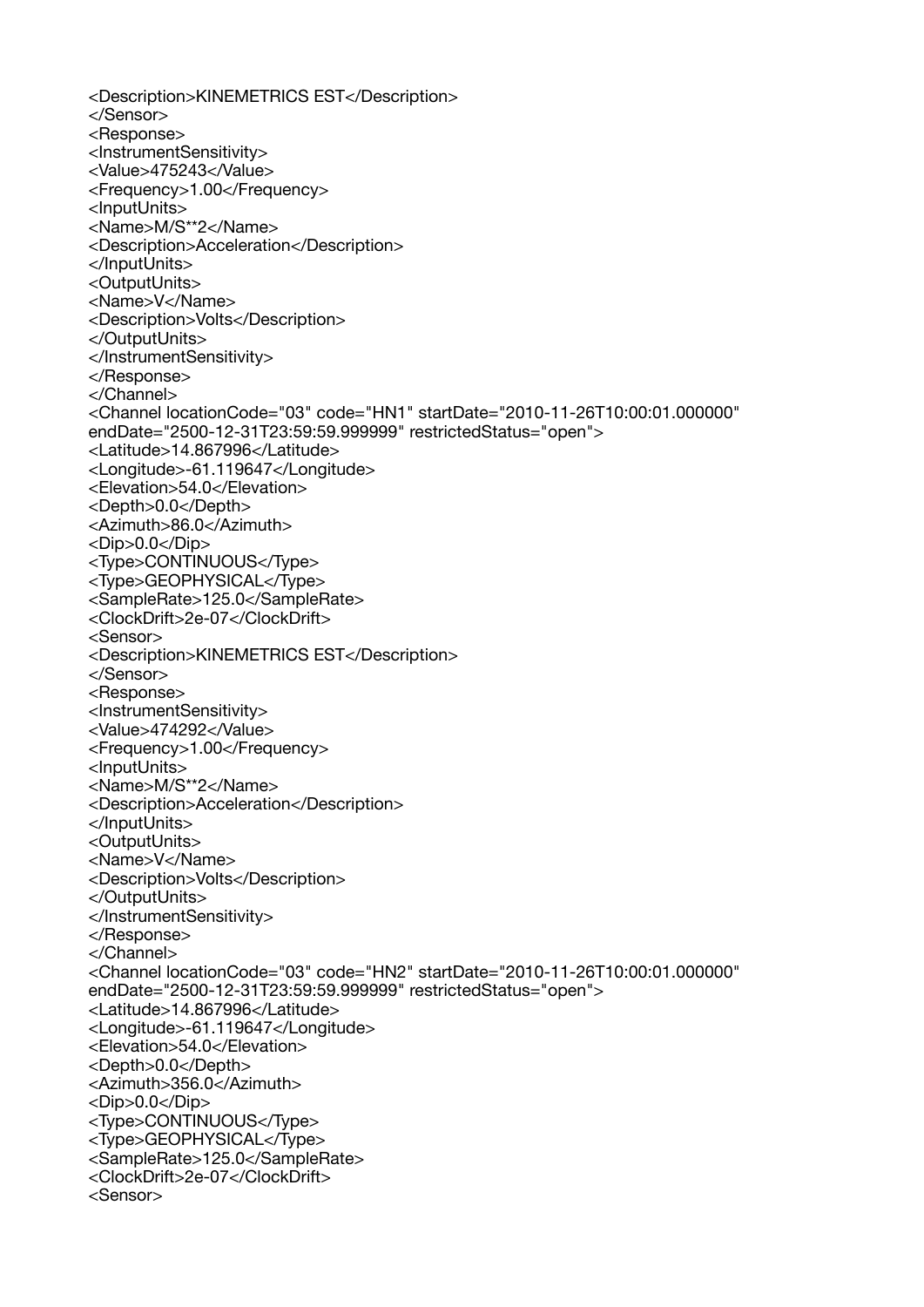```
<Description>KINEMETRICS EST</Description>
</Sensor>
<Response>
<InstrumentSensitivity>
<Value>475243</Value>
<Frequency>1.00</Frequency>
<InputUnits>
<Name>M/S**2</Name>
<Description>Acceleration</Description>
</InputUnits>
<OutputUnits>
<Name>V</Name>
<Description>Volts</Description>
</OutputUnits>
</InstrumentSensitivity>
</Response>
</Channel>
<Channel locationCode="03" code="HN1" startDate="2010-11-26T10:00:01.000000"
endDate="2500-12-31T23:59:59.999999" restrictedStatus="open">
<Latitude>14.867996</Latitude>
<Longitude>-61.119647</Longitude>
<Elevation>54.0</Elevation>
<Depth>0.0</Depth>
<Azimuth>86.0</Azimuth>
<Dip>0.0</Dip>
<Type>CONTINUOUS</Type>
<Type>GEOPHYSICAL</Type>
<SampleRate>125.0</SampleRate>
<ClockDrift>2e-07</ClockDrift>
<Sensor>
<Description>KINEMETRICS EST</Description>
</Sensor>
<Response>
<InstrumentSensitivity>
<Value>474292</Value>
<Frequency>1.00</Frequency>
<InputUnits>
<Name>M/S**2</Name>
<Description>Acceleration</Description>
</InputUnits>
<OutputUnits>
<Name>V</Name>
<Description>Volts</Description>
</OutputUnits>
</InstrumentSensitivity>
</Response>
</Channel>
<Channel locationCode="03" code="HN2" startDate="2010-11-26T10:00:01.000000"
endDate="2500-12-31T23:59:59.999999" restrictedStatus="open">
<Latitude>14.867996</Latitude>
<Longitude>-61.119647</Longitude>
<Elevation>54.0</Elevation>
<Depth>0.0</Depth>
<Azimuth>356.0</Azimuth>
<Dip>0.0</Dip>
<Type>CONTINUOUS</Type>
<Type>GEOPHYSICAL</Type>
<SampleRate>125.0</SampleRate>
<ClockDrift>2e-07</ClockDrift>
<Sensor>
```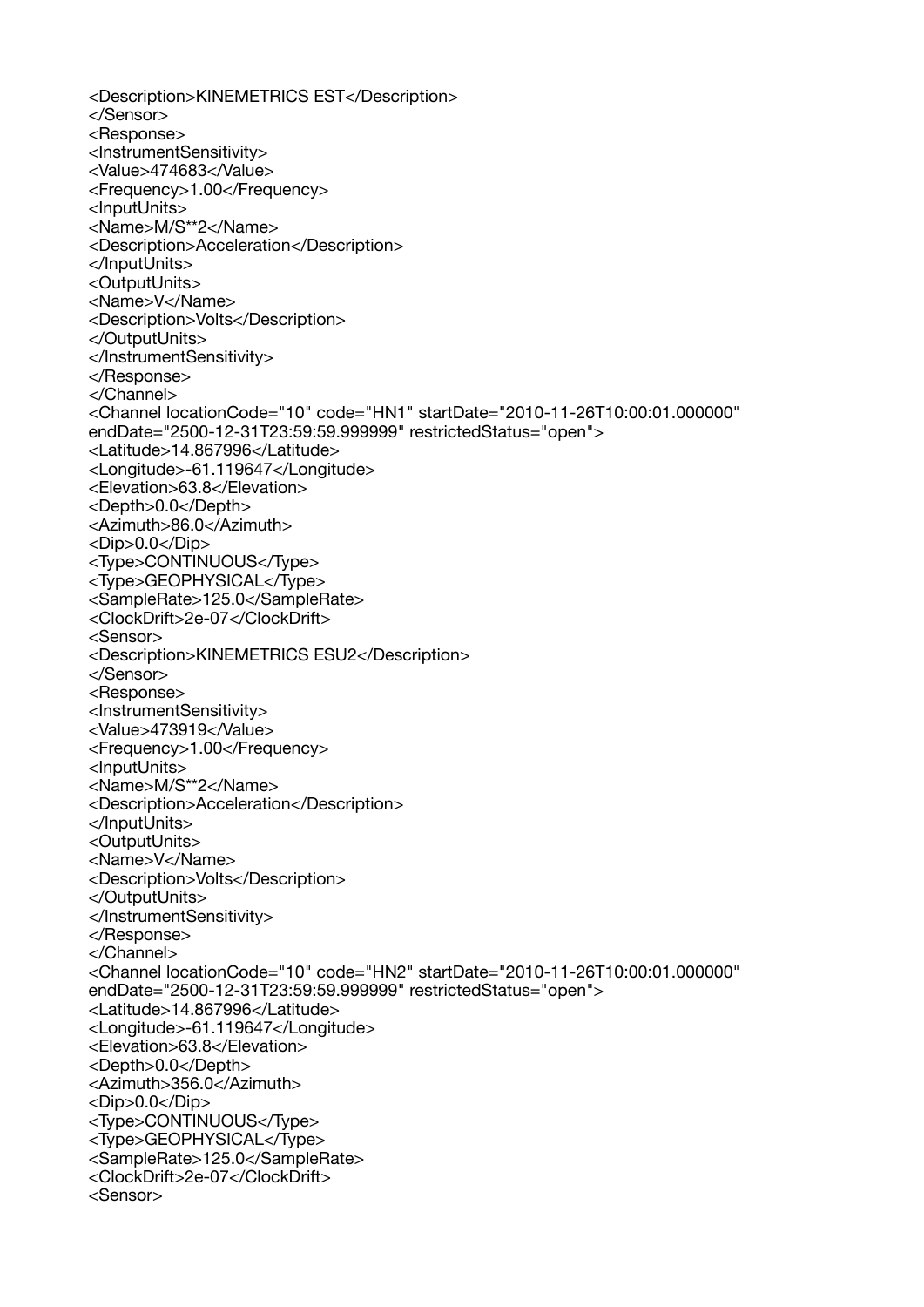```
<Description>KINEMETRICS EST</Description>
</Sensor>
<Response>
<InstrumentSensitivity>
<Value>474683</Value>
<Frequency>1.00</Frequency>
<InputUnits>
<Name>M/S**2</Name>
<Description>Acceleration</Description>
</InputUnits>
<OutputUnits>
<Name>V</Name>
<Description>Volts</Description>
</OutputUnits>
</InstrumentSensitivity>
</Response>
</Channel>
<Channel locationCode="10" code="HN1" startDate="2010-11-26T10:00:01.000000"
endDate="2500-12-31T23:59:59.999999" restrictedStatus="open">
<Latitude>14.867996</Latitude>
<Longitude>-61.119647</Longitude>
<Elevation>63.8</Elevation>
<Depth>0.0</Depth>
<Azimuth>86.0</Azimuth>
<Dip>0.0</Dip>
<Type>CONTINUOUS</Type>
<Type>GEOPHYSICAL</Type>
<SampleRate>125.0</SampleRate>
<ClockDrift>2e-07</ClockDrift>
<Sensor>
<Description>KINEMETRICS ESU2</Description>
</Sensor>
<Response>
<InstrumentSensitivity>
<Value>473919</Value>
<Frequency>1.00</Frequency>
<InputUnits>
<Name>M/S**2</Name>
<Description>Acceleration</Description>
</InputUnits>
<OutputUnits>
<Name>V</Name>
<Description>Volts</Description>
</OutputUnits>
</InstrumentSensitivity>
</Response>
</Channel>
<Channel locationCode="10" code="HN2" startDate="2010-11-26T10:00:01.000000"
endDate="2500-12-31T23:59:59.999999" restrictedStatus="open">
<Latitude>14.867996</Latitude>
<Longitude>-61.119647</Longitude>
<Elevation>63.8</Elevation>
<Depth>0.0</Depth>
<Azimuth>356.0</Azimuth>
<Dip>0.0</Dip>
<Type>CONTINUOUS</Type>
<Type>GEOPHYSICAL</Type>
<SampleRate>125.0</SampleRate>
<ClockDrift>2e-07</ClockDrift>
<Sensor>
```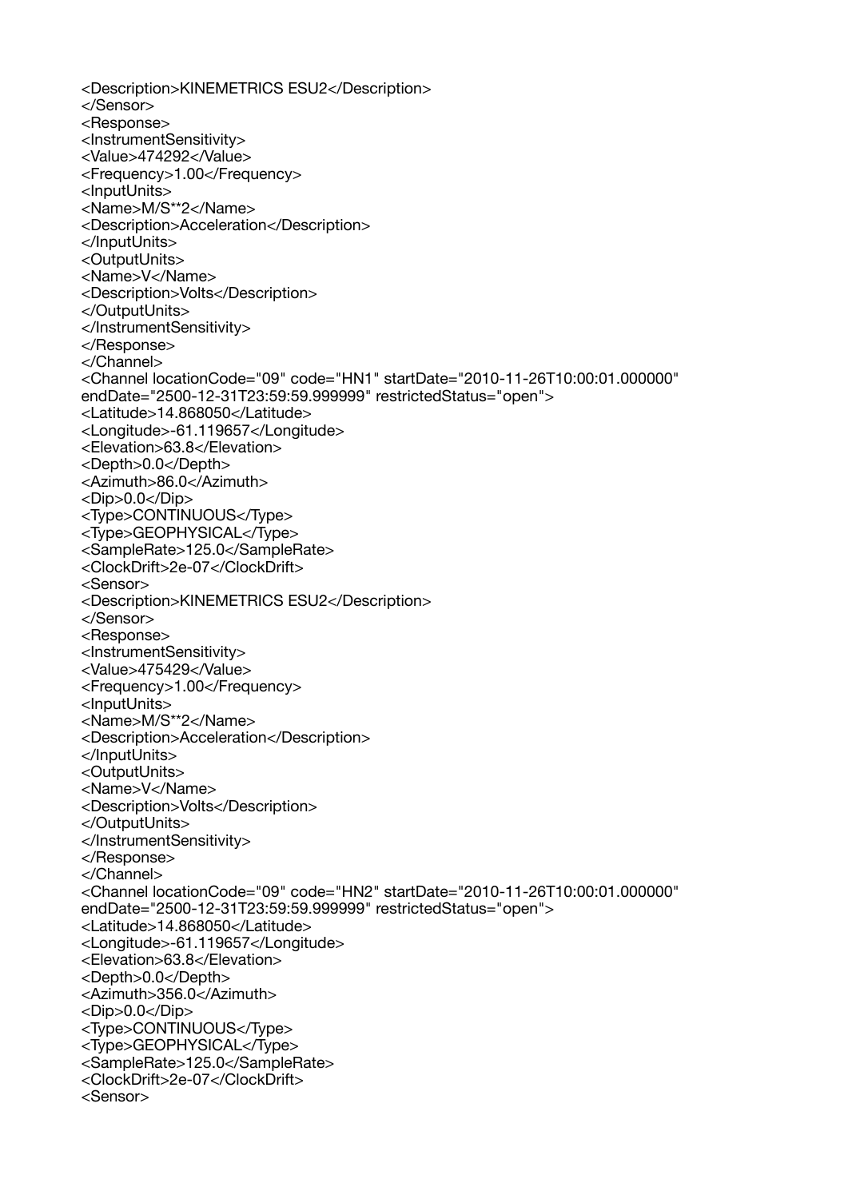```
<Description>KINEMETRICS ESU2</Description>
</Sensor>
<Response>
<InstrumentSensitivity>
<Value>474292</Value>
<Frequency>1.00</Frequency>
<InputUnits>
<Name>M/S**2</Name>
<Description>Acceleration</Description>
</InputUnits>
<OutputUnits>
<Name>V</Name>
<Description>Volts</Description>
</OutputUnits>
</InstrumentSensitivity>
</Response>
</Channel>
<Channel locationCode="09" code="HN1" startDate="2010-11-26T10:00:01.000000"
endDate="2500-12-31T23:59:59.999999" restrictedStatus="open">
<Latitude>14.868050</Latitude>
<Longitude>-61.119657</Longitude>
<Elevation>63.8</Elevation>
<Depth>0.0</Depth>
<Azimuth>86.0</Azimuth>
<Dip>0.0</Dip>
<Type>CONTINUOUS</Type>
<Type>GEOPHYSICAL</Type>
<SampleRate>125.0</SampleRate>
<ClockDrift>2e-07</ClockDrift>
<Sensor>
<Description>KINEMETRICS ESU2</Description>
</Sensor>
<Response>
<InstrumentSensitivity>
<Value>475429</Value>
<Frequency>1.00</Frequency>
<InputUnits>
<Name>M/S**2</Name>
<Description>Acceleration</Description>
</InputUnits>
<OutputUnits>
<Name>V</Name>
<Description>Volts</Description>
</OutputUnits>
</InstrumentSensitivity>
</Response>
</Channel>
<Channel locationCode="09" code="HN2" startDate="2010-11-26T10:00:01.000000"
endDate="2500-12-31T23:59:59.999999" restrictedStatus="open">
<Latitude>14.868050</Latitude>
<Longitude>-61.119657</Longitude>
<Elevation>63.8</Elevation>
<Depth>0.0</Depth>
<Azimuth>356.0</Azimuth>
<Dip>0.0</Dip>
<Type>CONTINUOUS</Type>
<Type>GEOPHYSICAL</Type>
<SampleRate>125.0</SampleRate>
<ClockDrift>2e-07</ClockDrift>
<Sensor>
```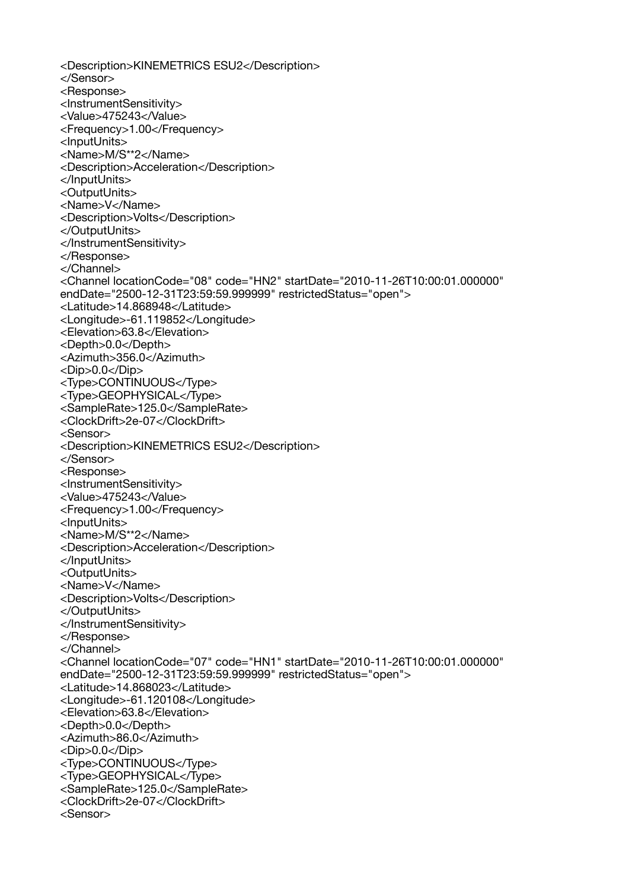```
<Description>KINEMETRICS ESU2</Description>
</Sensor>
<Response>
<InstrumentSensitivity>
<Value>475243</Value>
<Frequency>1.00</Frequency>
<InputUnits>
<Name>M/S**2</Name>
<Description>Acceleration</Description>
</InputUnits>
<OutputUnits>
<Name>V</Name>
<Description>Volts</Description>
</OutputUnits>
</InstrumentSensitivity>
</Response>
</Channel>
<Channel locationCode="08" code="HN2" startDate="2010-11-26T10:00:01.000000"
endDate="2500-12-31T23:59:59.999999" restrictedStatus="open">
<Latitude>14.868948</Latitude>
<Longitude>-61.119852</Longitude>
<Elevation>63.8</Elevation>
<Depth>0.0</Depth>
<Azimuth>356.0</Azimuth>
<Dip>0.0</Dip>
<Type>CONTINUOUS</Type>
<Type>GEOPHYSICAL</Type>
<SampleRate>125.0</SampleRate>
<ClockDrift>2e-07</ClockDrift>
<Sensor>
<Description>KINEMETRICS ESU2</Description>
</Sensor>
<Response>
<InstrumentSensitivity>
<Value>475243</Value>
<Frequency>1.00</Frequency>
<InputUnits>
<Name>M/S**2</Name>
<Description>Acceleration</Description>
</InputUnits>
<OutputUnits>
<Name>V</Name>
<Description>Volts</Description>
</OutputUnits>
</InstrumentSensitivity>
</Response>
</Channel>
<Channel locationCode="07" code="HN1" startDate="2010-11-26T10:00:01.000000"
endDate="2500-12-31T23:59:59.999999" restrictedStatus="open">
<Latitude>14.868023</Latitude>
<Longitude>-61.120108</Longitude>
<Elevation>63.8</Elevation>
<Depth>0.0</Depth>
<Azimuth>86.0</Azimuth>
<Dip>0.0</Dip>
<Type>CONTINUOUS</Type>
<Type>GEOPHYSICAL</Type>
<SampleRate>125.0</SampleRate>
<ClockDrift>2e-07</ClockDrift>
<Sensor>
```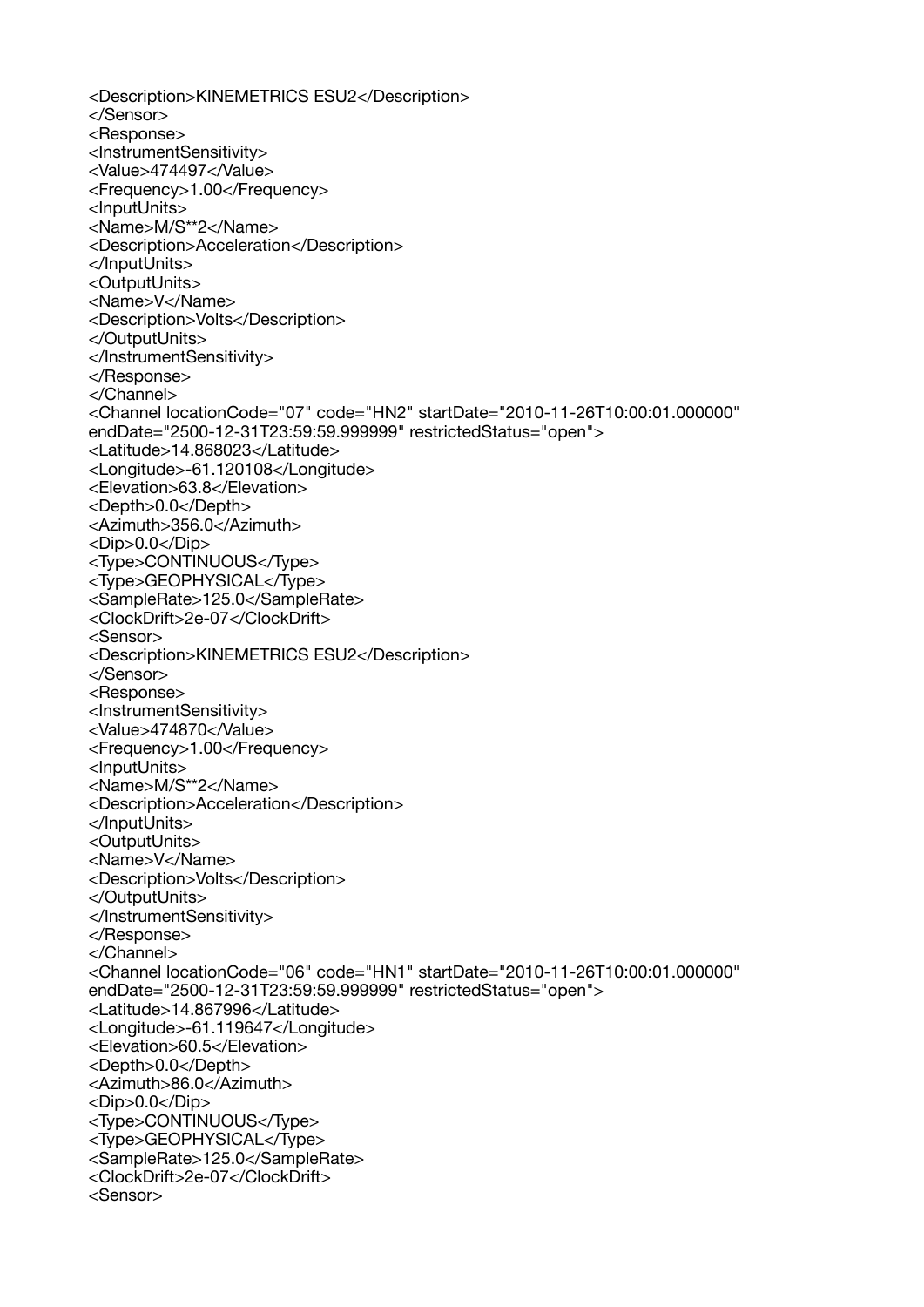```
<Description>KINEMETRICS ESU2</Description>
</Sensor>
<Response>
<InstrumentSensitivity>
<Value>474497</Value>
<Frequency>1.00</Frequency>
<InputUnits>
<Name>M/S**2</Name>
<Description>Acceleration</Description>
</InputUnits>
<OutputUnits>
<Name>V</Name>
<Description>Volts</Description>
</OutputUnits>
</InstrumentSensitivity>
</Response>
</Channel>
<Channel locationCode="07" code="HN2" startDate="2010-11-26T10:00:01.000000"
endDate="2500-12-31T23:59:59.999999" restrictedStatus="open">
<Latitude>14.868023</Latitude>
<Longitude>-61.120108</Longitude>
<Elevation>63.8</Elevation>
<Depth>0.0</Depth>
<Azimuth>356.0</Azimuth>
<Dip>0.0</Dip>
<Type>CONTINUOUS</Type>
<Type>GEOPHYSICAL</Type>
<SampleRate>125.0</SampleRate>
<ClockDrift>2e-07</ClockDrift>
<Sensor>
<Description>KINEMETRICS ESU2</Description>
</Sensor>
<Response>
<InstrumentSensitivity>
<Value>474870</Value>
<Frequency>1.00</Frequency>
<InputUnits>
<Name>M/S**2</Name>
<Description>Acceleration</Description>
</InputUnits>
<OutputUnits>
<Name>V</Name>
<Description>Volts</Description>
</OutputUnits>
</InstrumentSensitivity>
</Response>
</Channel>
<Channel locationCode="06" code="HN1" startDate="2010-11-26T10:00:01.000000"
endDate="2500-12-31T23:59:59.999999" restrictedStatus="open">
<Latitude>14.867996</Latitude>
<Longitude>-61.119647</Longitude>
<Elevation>60.5</Elevation>
<Depth>0.0</Depth>
<Azimuth>86.0</Azimuth>
<Dip>0.0</Dip>
<Type>CONTINUOUS</Type>
<Type>GEOPHYSICAL</Type>
<SampleRate>125.0</SampleRate>
<ClockDrift>2e-07</ClockDrift>
<Sensor>
```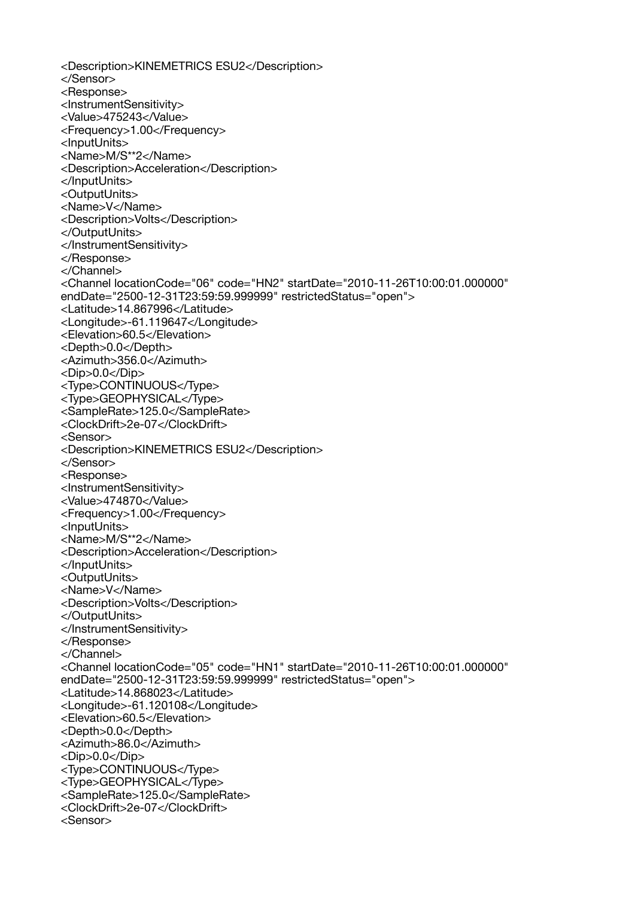```
<Description>KINEMETRICS ESU2</Description>
</Sensor>
<Response>
<InstrumentSensitivity>
<Value>475243</Value>
<Frequency>1.00</Frequency>
<InputUnits>
<Name>M/S**2</Name>
<Description>Acceleration</Description>
</InputUnits>
<OutputUnits>
<Name>V</Name>
<Description>Volts</Description>
</OutputUnits>
</InstrumentSensitivity>
</Response>
</Channel>
<Channel locationCode="06" code="HN2" startDate="2010-11-26T10:00:01.000000"
endDate="2500-12-31T23:59:59.999999" restrictedStatus="open">
<Latitude>14.867996</Latitude>
<Longitude>-61.119647</Longitude>
<Elevation>60.5</Elevation>
<Depth>0.0</Depth>
<Azimuth>356.0</Azimuth>
<Dip>0.0</Dip>
<Type>CONTINUOUS</Type>
<Type>GEOPHYSICAL</Type>
<SampleRate>125.0</SampleRate>
<ClockDrift>2e-07</ClockDrift>
<Sensor>
<Description>KINEMETRICS ESU2</Description>
</Sensor>
<Response>
<InstrumentSensitivity>
<Value>474870</Value>
<Frequency>1.00</Frequency>
<InputUnits>
<Name>M/S**2</Name>
<Description>Acceleration</Description>
</InputUnits>
<OutputUnits>
<Name>V</Name>
<Description>Volts</Description>
</OutputUnits>
</InstrumentSensitivity>
</Response>
</Channel>
<Channel locationCode="05" code="HN1" startDate="2010-11-26T10:00:01.000000"
endDate="2500-12-31T23:59:59.999999" restrictedStatus="open">
<Latitude>14.868023</Latitude>
<Longitude>-61.120108</Longitude>
<Elevation>60.5</Elevation>
<Depth>0.0</Depth>
<Azimuth>86.0</Azimuth>
<Dip>0.0</Dip>
<Type>CONTINUOUS</Type>
<Type>GEOPHYSICAL</Type>
<SampleRate>125.0</SampleRate>
<ClockDrift>2e-07</ClockDrift>
<Sensor>
```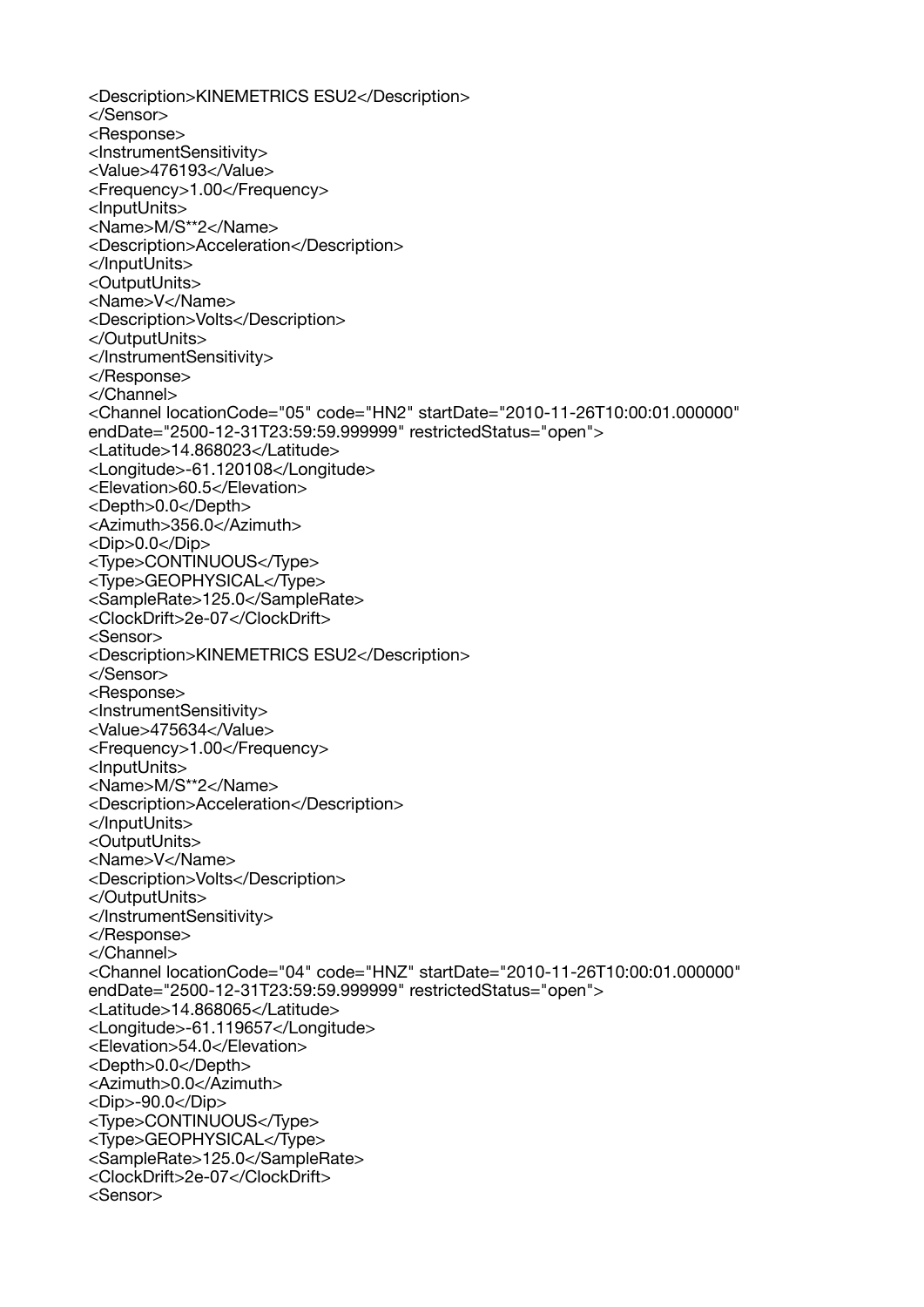```
<Description>KINEMETRICS ESU2</Description>
</Sensor>
<Response>
<InstrumentSensitivity>
<Value>476193</Value>
<Frequency>1.00</Frequency>
<InputUnits>
<Name>M/S**2</Name>
<Description>Acceleration</Description>
</InputUnits>
<OutputUnits>
<Name>V</Name>
<Description>Volts</Description>
</OutputUnits>
</InstrumentSensitivity>
</Response>
</Channel>
<Channel locationCode="05" code="HN2" startDate="2010-11-26T10:00:01.000000"
endDate="2500-12-31T23:59:59.999999" restrictedStatus="open">
<Latitude>14.868023</Latitude>
<Longitude>-61.120108</Longitude>
<Elevation>60.5</Elevation>
<Depth>0.0</Depth>
<Azimuth>356.0</Azimuth>
<Dip>0.0</Dip>
<Type>CONTINUOUS</Type>
<Type>GEOPHYSICAL</Type>
<SampleRate>125.0</SampleRate>
<ClockDrift>2e-07</ClockDrift>
<Sensor>
<Description>KINEMETRICS ESU2</Description>
</Sensor>
<Response>
<InstrumentSensitivity>
<Value>475634</Value>
<Frequency>1.00</Frequency>
<InputUnits>
<Name>M/S**2</Name>
<Description>Acceleration</Description>
</InputUnits>
<OutputUnits>
<Name>V</Name>
<Description>Volts</Description>
</OutputUnits>
</InstrumentSensitivity>
</Response>
</Channel>
<Channel locationCode="04" code="HNZ" startDate="2010-11-26T10:00:01.000000"
endDate="2500-12-31T23:59:59.999999" restrictedStatus="open">
<Latitude>14.868065</Latitude>
<Longitude>-61.119657</Longitude>
<Elevation>54.0</Elevation>
<Depth>0.0</Depth>
<Azimuth>0.0</Azimuth>
<Dip>-90.0</Dip>
<Type>CONTINUOUS</Type>
<Type>GEOPHYSICAL</Type>
<SampleRate>125.0</SampleRate>
<ClockDrift>2e-07</ClockDrift>
<Sensor>
```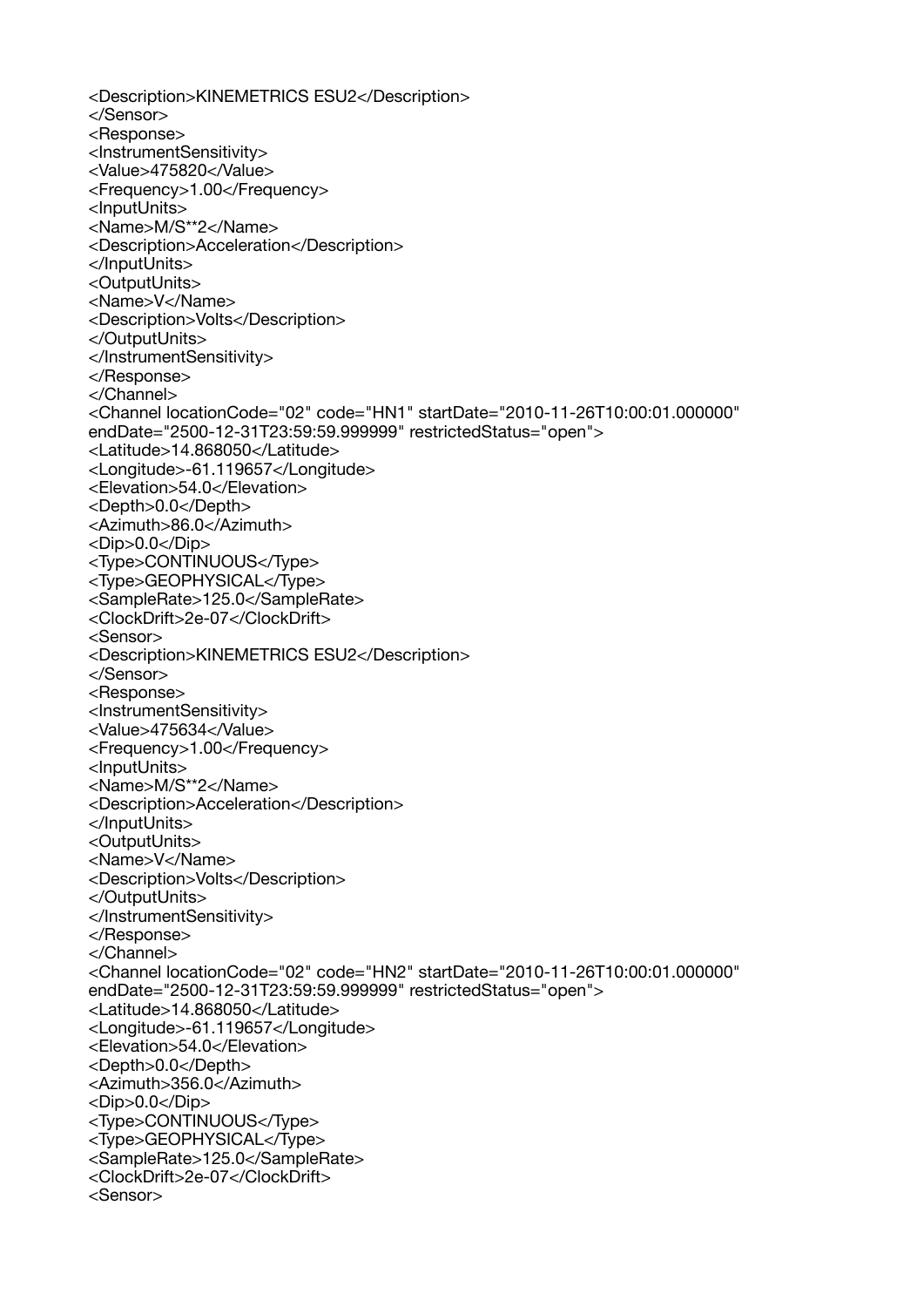```
<Description>KINEMETRICS ESU2</Description>
</Sensor>
<Response>
<InstrumentSensitivity>
<Value>475820</Value>
<Frequency>1.00</Frequency>
<InputUnits>
<Name>M/S**2</Name>
<Description>Acceleration</Description>
</InputUnits>
<OutputUnits>
<Name>V</Name>
<Description>Volts</Description>
</OutputUnits>
</InstrumentSensitivity>
</Response>
</Channel>
<Channel locationCode="02" code="HN1" startDate="2010-11-26T10:00:01.000000"
endDate="2500-12-31T23:59:59.999999" restrictedStatus="open">
<Latitude>14.868050</Latitude>
<Longitude>-61.119657</Longitude>
<Elevation>54.0</Elevation>
<Depth>0.0</Depth>
<Azimuth>86.0</Azimuth>
<Dip>0.0</Dip>
<Type>CONTINUOUS</Type>
<Type>GEOPHYSICAL</Type>
<SampleRate>125.0</SampleRate>
<ClockDrift>2e-07</ClockDrift>
<Sensor>
<Description>KINEMETRICS ESU2</Description>
</Sensor>
<Response>
<InstrumentSensitivity>
<Value>475634</Value>
<Frequency>1.00</Frequency>
<InputUnits>
<Name>M/S**2</Name>
<Description>Acceleration</Description>
</InputUnits>
<OutputUnits>
<Name>V</Name>
<Description>Volts</Description>
</OutputUnits>
</InstrumentSensitivity>
</Response>
</Channel>
<Channel locationCode="02" code="HN2" startDate="2010-11-26T10:00:01.000000"
endDate="2500-12-31T23:59:59.999999" restrictedStatus="open">
<Latitude>14.868050</Latitude>
<Longitude>-61.119657</Longitude>
<Elevation>54.0</Elevation>
<Depth>0.0</Depth>
<Azimuth>356.0</Azimuth>
<Dip>0.0</Dip>
<Type>CONTINUOUS</Type>
<Type>GEOPHYSICAL</Type>
<SampleRate>125.0</SampleRate>
<ClockDrift>2e-07</ClockDrift>
<Sensor>
```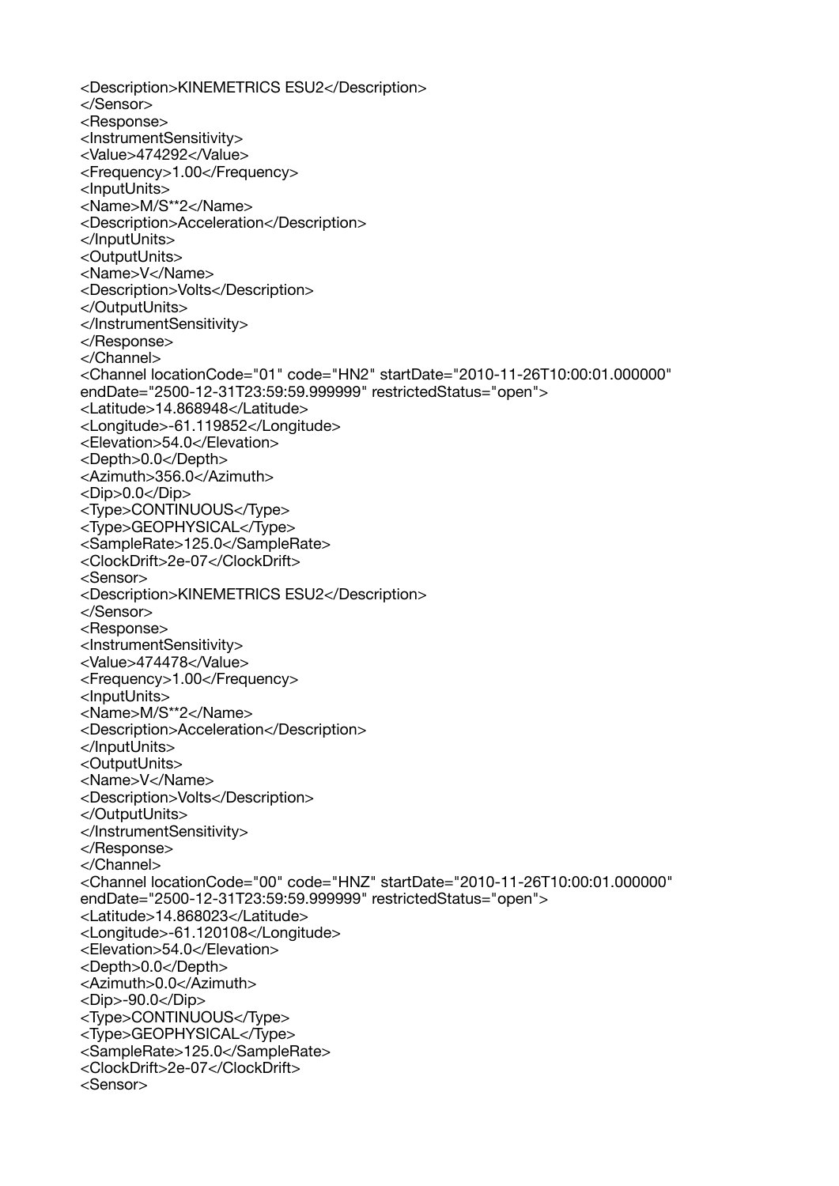```
<Description>KINEMETRICS ESU2</Description>
</Sensor>
<Response>
<InstrumentSensitivity>
<Value>474292</Value>
<Frequency>1.00</Frequency>
<InputUnits>
<Name>M/S**2</Name>
<Description>Acceleration</Description>
</InputUnits>
<OutputUnits>
<Name>V</Name>
<Description>Volts</Description>
</OutputUnits>
</InstrumentSensitivity>
</Response>
</Channel>
<Channel locationCode="01" code="HN2" startDate="2010-11-26T10:00:01.000000"
endDate="2500-12-31T23:59:59.999999" restrictedStatus="open">
<Latitude>14.868948</Latitude>
<Longitude>-61.119852</Longitude>
<Elevation>54.0</Elevation>
<Depth>0.0</Depth>
<Azimuth>356.0</Azimuth>
<Dip>0.0</Dip>
<Type>CONTINUOUS</Type>
<Type>GEOPHYSICAL</Type>
<SampleRate>125.0</SampleRate>
<ClockDrift>2e-07</ClockDrift>
<Sensor>
<Description>KINEMETRICS ESU2</Description>
</Sensor>
<Response>
<InstrumentSensitivity>
<Value>474478</Value>
<Frequency>1.00</Frequency>
<InputUnits>
<Name>M/S**2</Name>
<Description>Acceleration</Description>
</InputUnits>
<OutputUnits>
<Name>V</Name>
<Description>Volts</Description>
</OutputUnits>
</InstrumentSensitivity>
</Response>
</Channel>
<Channel locationCode="00" code="HNZ" startDate="2010-11-26T10:00:01.000000"
endDate="2500-12-31T23:59:59.999999" restrictedStatus="open">
<Latitude>14.868023</Latitude>
<Longitude>-61.120108</Longitude>
<Elevation>54.0</Elevation>
<Depth>0.0</Depth>
<Azimuth>0.0</Azimuth>
<Dip>-90.0</Dip>
<Type>CONTINUOUS</Type>
<Type>GEOPHYSICAL</Type>
<SampleRate>125.0</SampleRate>
<ClockDrift>2e-07</ClockDrift>
<Sensor>
```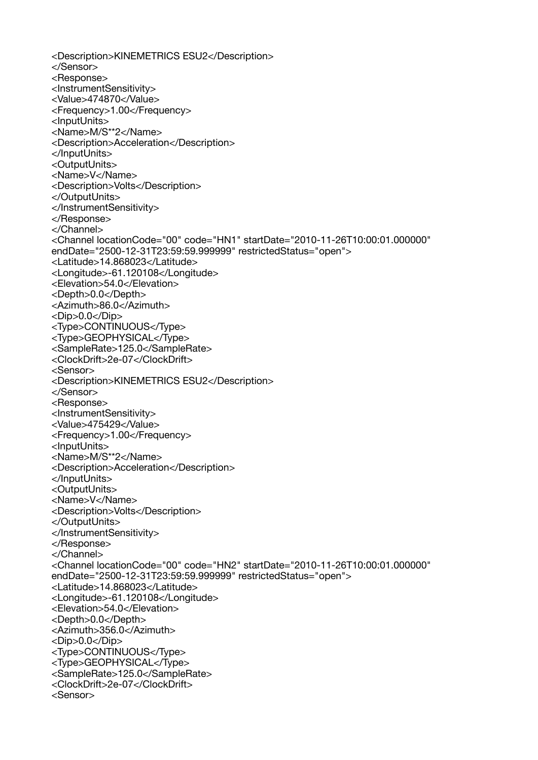```
<Description>KINEMETRICS ESU2</Description>
</Sensor>
<Response>
<InstrumentSensitivity>
<Value>474870</Value>
<Frequency>1.00</Frequency>
<InputUnits>
<Name>M/S**2</Name>
<Description>Acceleration</Description>
</InputUnits>
<OutputUnits>
<Name>V</Name>
<Description>Volts</Description>
</OutputUnits>
</InstrumentSensitivity>
</Response>
</Channel>
<Channel locationCode="00" code="HN1" startDate="2010-11-26T10:00:01.000000"
endDate="2500-12-31T23:59:59.999999" restrictedStatus="open">
<Latitude>14.868023</Latitude>
<Longitude>-61.120108</Longitude>
<Elevation>54.0</Elevation>
<Depth>0.0</Depth>
<Azimuth>86.0</Azimuth>
<Dip>0.0</Dip>
<Type>CONTINUOUS</Type>
<Type>GEOPHYSICAL</Type>
<SampleRate>125.0</SampleRate>
<ClockDrift>2e-07</ClockDrift>
<Sensor>
<Description>KINEMETRICS ESU2</Description>
</Sensor>
<Response>
<InstrumentSensitivity>
<Value>475429</Value>
<Frequency>1.00</Frequency>
<InputUnits>
<Name>M/S**2</Name>
<Description>Acceleration</Description>
</InputUnits>
<OutputUnits>
<Name>V</Name>
<Description>Volts</Description>
</OutputUnits>
</InstrumentSensitivity>
</Response>
</Channel>
<Channel locationCode="00" code="HN2" startDate="2010-11-26T10:00:01.000000"
endDate="2500-12-31T23:59:59.999999" restrictedStatus="open">
<Latitude>14.868023</Latitude>
<Longitude>-61.120108</Longitude>
<Elevation>54.0</Elevation>
<Depth>0.0</Depth>
<Azimuth>356.0</Azimuth>
<Dip>0.0</Dip>
<Type>CONTINUOUS</Type>
<Type>GEOPHYSICAL</Type>
<SampleRate>125.0</SampleRate>
<ClockDrift>2e-07</ClockDrift>
<Sensor>
```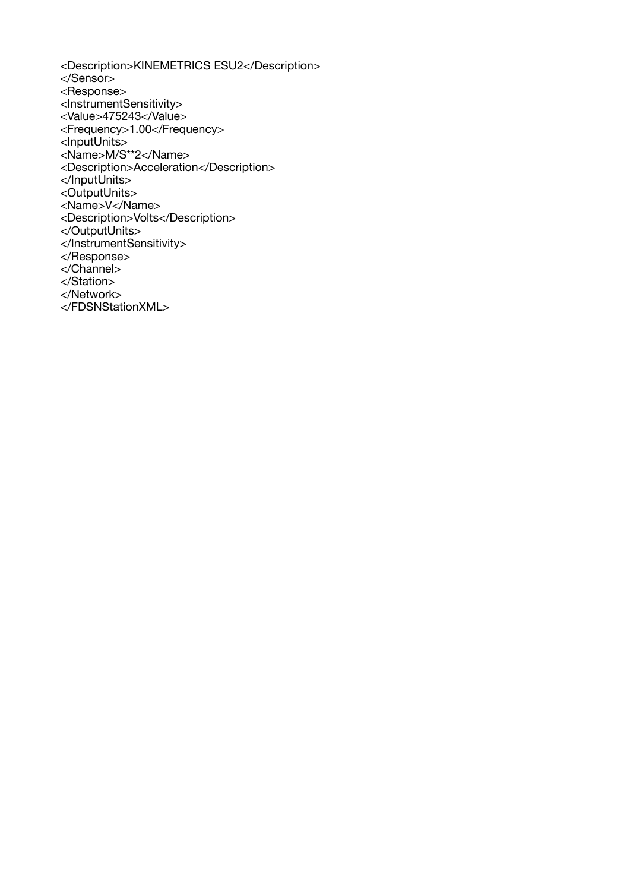```
<Description>KINEMETRICS ESU2</Description>
</Sensor>
<Response>
<InstrumentSensitivity>
<Value>475243</Value>
<Frequency>1.00</Frequency>
<InputUnits>
<Name>M/S**2</Name>
<Description>Acceleration</Description>
</InputUnits>
<OutputUnits>
<Name>V</Name>
<Description>Volts</Description>
</OutputUnits>
</InstrumentSensitivity>
</Response>
</Channel>
</Station>
</Network>
</FDSNStationXML>
```